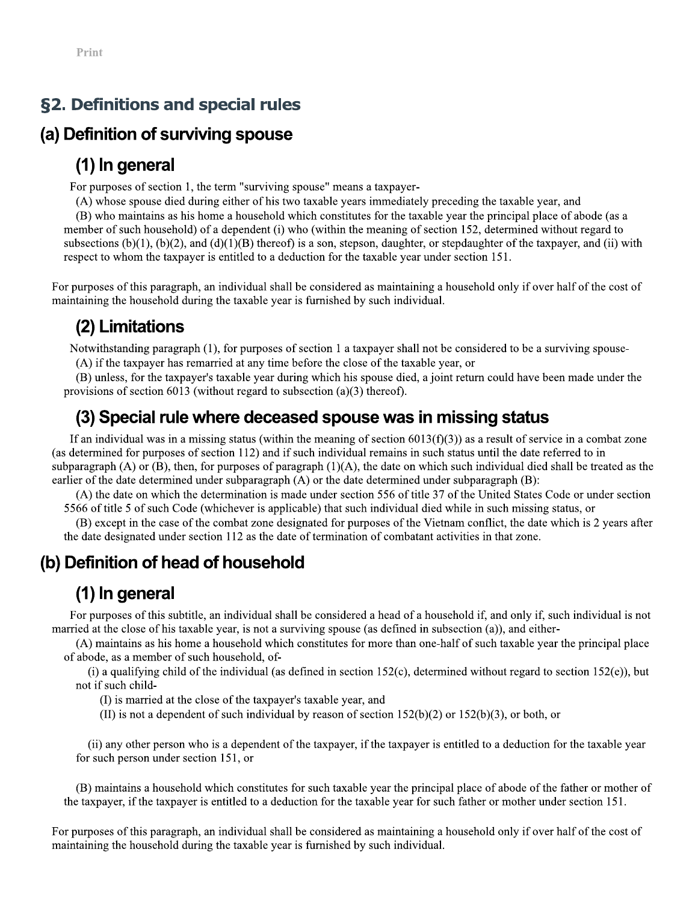## §2. Definitions and special rules

### (a) Definition of surviving spouse

#### (1) In general

For purposes of section 1, the term "surviving spouse" means a taxpayer-

(A) whose spouse died during either of his two taxable years immediately preceding the taxable year, and

(B) who maintains as his home a household which constitutes for the taxable year the principal place of abode (as a member of such household) of a dependent (i) who (within the meaning of section 152, determined without regard to subsections (b)(1), (b)(2), and (d)(1)(B) thereof) is a son, stepson, daughter, or stepdaughter of the taxpayer, and (ii) with respect to whom the taxpayer is entitled to a deduction for the taxable year under section 151.

For purposes of this paragraph, an individual shall be considered as maintaining a household only if over half of the cost of maintaining the household during the taxable year is furnished by such individual.

#### (2) Limitations

Notwithstanding paragraph (1), for purposes of section 1 a taxpayer shall not be considered to be a surviving spouse-

(A) if the taxpayer has remarried at any time before the close of the taxable year, or

(B) unless, for the taxpayer's taxable year during which his spouse died, a joint return could have been made under the provisions of section 6013 (without regard to subsection (a)(3) thereof).

#### (3) Special rule where deceased spouse was in missing status

If an individual was in a missing status (within the meaning of section 6013(f)(3)) as a result of service in a combat zone (as determined for purposes of section 112) and if such individual remains in such status until the date referred to in subparagraph (A) or (B), then, for purposes of paragraph (1)(A), the date on which such individual died shall be treated as the earlier of the date determined under subparagraph (A) or the date determined under subparagraph (B):

(A) the date on which the determination is made under section 556 of title 37 of the United States Code or under section 5566 of title 5 of such Code (whichever is applicable) that such individual died while in such missing status, or

(B) except in the case of the combat zone designated for purposes of the Vietnam conflict, the date which is 2 years after the date designated under section 112 as the date of termination of combatant activities in that zone.

### (b) Definition of head of household

#### (1) In general

For purposes of this subtitle, an individual shall be considered a head of a household if, and only if, such individual is not married at the close of his taxable year, is not a surviving spouse (as defined in subsection (a)), and either-

(A) maintains as his home a household which constitutes for more than one-half of such taxable year the principal place of abode, as a member of such household, of-

(i) a qualifying child of the individual (as defined in section 152(c), determined without regard to section 152(e)), but not if such child-

(I) is married at the close of the taxpayer's taxable year, and

(II) is not a dependent of such individual by reason of section 152(b)(2) or 152(b)(3), or both, or

(ii) any other person who is a dependent of the taxpayer, if the taxpayer is entitled to a deduction for the taxable year for such person under section 151, or

(B) maintains a household which constitutes for such taxable year the principal place of abode of the father or mother of the taxpayer, if the taxpayer is entitled to a deduction for the taxable year for such father or mother under section 151.

For purposes of this paragraph, an individual shall be considered as maintaining a household only if over half of the cost of maintaining the household during the taxable year is furnished by such individual.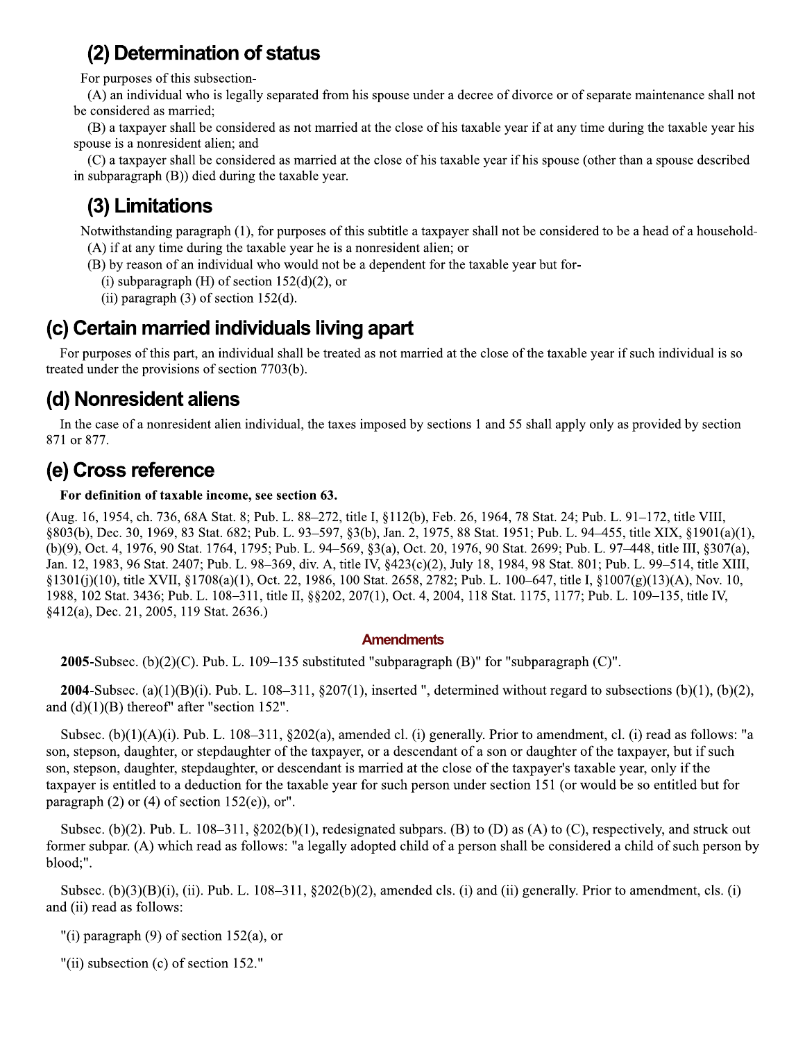## (2) Determination of status

For purposes of this subsection-

(A) an individual who is legally separated from his spouse under a decree of divorce or of separate maintenance shall not be considered as married;

(B) a taxpayer shall be considered as not married at the close of his taxable year if at any time during the taxable year his spouse is a nonresident alien; and

(C) a taxpayer shall be considered as married at the close of his taxable year if his spouse (other than a spouse described in subparagraph (B)) died during the taxable year.

## (3) Limitations

Notwithstanding paragraph (1), for purposes of this subtitle a taxpayer shall not be considered to be a head of a household-

(A) if at any time during the taxable year he is a nonresident alien; or

(B) by reason of an individual who would not be a dependent for the taxable year but for-

(i) subparagraph (H) of section 152(d)(2), or

(ii) paragraph (3) of section 152(d).

# (c) Certain married individuals living apart

For purposes of this part, an individual shall be treated as not married at the close of the taxable year if such individual is so treated under the provisions of section 7703(b).

# (d) Nonresident aliens

In the case of a nonresident alien individual, the taxes imposed by sections 1 and 55 shall apply only as provided by section 871 or 877.

# (e) Cross reference

**For definition of taxable income, see section 63.**

(Aug. 16, 1954, ch. 736, 68A Stat. 8; Pub. L. 88–272, title I, §112(b), Feb. 26, 1964, 78 Stat. 24; Pub. L. 91–172, title VIII, §803(b), Dec. 30, 1969, 83 Stat. 682; Pub. L. 93–597, §3(b), Jan. 2, 1975, 88 Stat. 1951; Pub. L. 94–455, title XIX, §1901(a)(1), (b)(9), Oct. 4, 1976, 90 Stat. 1764, 1795; Pub. L. 94–569, §3(a), Oct. 20, 1976, 90 Stat. 2699; Pub. L. 97–448, title III, §307(a), Jan. 12, 1983, 96 Stat. 2407; Pub. L. 98–369, div. A, title IV, §423(c)(2), July 18, 1984, 98 Stat. 801; Pub. L. 99–514, title XIII, §1301(j)(10), title XVII, §1708(a)(1), Oct. 22, 1986, 100 Stat. 2658, 2782; Pub. L. 100–647, title I, §1007(g)(13)(A), Nov. 10, 1988, 102 Stat. 3436; Pub. L. 108–311, title II, §§202, 207(1), Oct. 4, 2004, 118 Stat. 1175, 1177; Pub. L. 109–135, title IV, §412(a), Dec. 21, 2005, 119 Stat. 2636.)

### Amendments

**2005**-Subsec. (b)(2)(C). Pub. L. 109–135 substituted "subparagraph (B)" for "subparagraph (C)".

**2004**-Subsec. (a)(1)(B)(i). Pub. L. 108–311, §207(1), inserted ", determined without regard to subsections (b)(1), (b)(2), and (d)(1)(B) thereof" after "section 152".

Subsec. (b)(1)(A)(i). Pub. L. 108–311, §202(a), amended cl. (i) generally. Prior to amendment, cl. (i) read as follows: "a son, stepson, daughter, or stepdaughter of the taxpayer, or a descendant of a son or daughter of the taxpayer, but if such son, stepson, daughter, stepdaughter, or descendant is married at the close of the taxpayer's taxable year, only if the taxpayer is entitled to a deduction for the taxable year for such person under section 151 (or would be so entitled but for paragraph (2) or (4) of section 152(e)), or".

Subsec. (b)(2). Pub. L. 108–311, §202(b)(1), redesignated subpars. (B) to (D) as (A) to (C), respectively, and struck out former subpar. (A) which read as follows: "a legally adopted child of a person shall be considered a child of such person by blood;".

Subsec. (b)(3)(B)(i), (ii). Pub. L. 108–311, §202(b)(2), amended cls. (i) and (ii) generally. Prior to amendment, cls. (i) and (ii) read as follows:

"(i) paragraph (9) of section 152(a), or

"(ii) subsection (c) of section 152."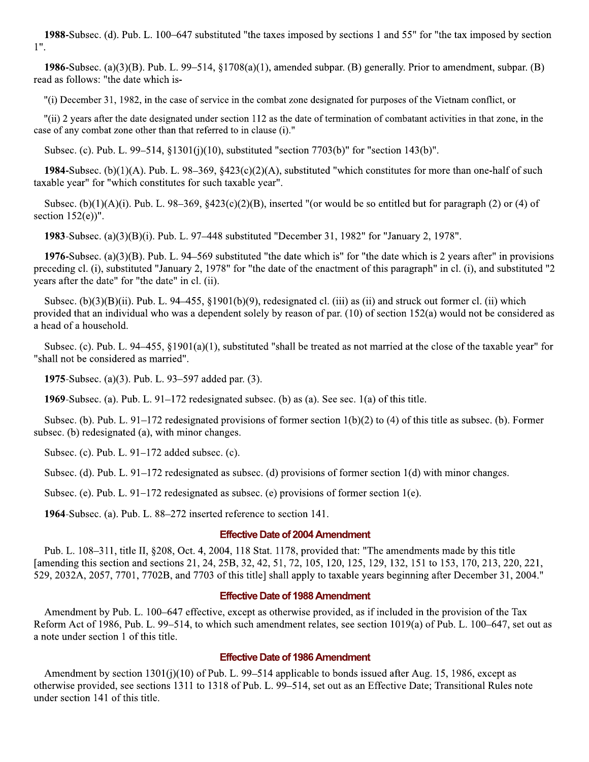**1988**-Subsec. (d). Pub. L. 100–647 substituted "the taxes imposed by sections 1 and 55" for "the tax imposed by section 1".

**1986**-Subsec. (a)(3)(B). Pub. L. 99–514, §1708(a)(1), amended subpar. (B) generally. Prior to amendment, subpar. (B) read as follows: "the date which is-

"(i) December 31, 1982, in the case of service in the combat zone designated for purposes of the Vietnam conflict, or

"(ii) 2 years after the date designated under section 112 as the date of termination of combatant activities in that zone, in the case of any combat zone other than that referred to in clause (i)."

Subsec. (c). Pub. L. 99–514, §1301(j)(10), substituted "section 7703(b)" for "section 143(b)".

**1984**-Subsec. (b)(1)(A). Pub. L. 98–369, §423(c)(2)(A), substituted "which constitutes for more than one-half of such taxable year" for "which constitutes for such taxable year".

Subsec. (b)(1)(A)(i). Pub. L. 98–369, §423(c)(2)(B), inserted "(or would be so entitled but for paragraph (2) or (4) of section 152(e))".

**1983**-Subsec. (a)(3)(B)(i). Pub. L. 97–448 substituted "December 31, 1982" for "January 2, 1978".

**1976**-Subsec. (a)(3)(B). Pub. L. 94–569 substituted "the date which is" for "the date which is 2 years after" in provisions preceding cl. (i), substituted "January 2, 1978" for "the date of the enactment of this paragraph" in cl. (i), and substituted "2 years after the date" for "the date" in cl. (ii).

Subsec. (b)(3)(B)(ii). Pub. L. 94–455, §1901(b)(9), redesignated cl. (iii) as (ii) and struck out former cl. (ii) which provided that an individual who was a dependent solely by reason of par. (10) of section 152(a) would not be considered as a head of a household.

Subsec. (c). Pub. L. 94–455, §1901(a)(1), substituted "shall be treated as not married at the close of the taxable year" for "shall not be considered as married".

**1975**-Subsec. (a)(3). Pub. L. 93–597 added par. (3).

**1969**-Subsec. (a). Pub. L. 91–172 redesignated subsec. (b) as (a). See sec. 1(a) of this title.

Subsec. (b). Pub. L. 91–172 redesignated provisions of former section 1(b)(2) to (4) of this title as subsec. (b). Former subsec. (b) redesignated (a), with minor changes.

Subsec. (c). Pub. L. 91–172 added subsec. (c).

Subsec. (d). Pub. L. 91–172 redesignated as subsec. (d) provisions of former section 1(d) with minor changes.

Subsec. (e). Pub. L. 91–172 redesignated as subsec. (e) provisions of former section 1(e).

**1964**-Subsec. (a). Pub. L. 88–272 inserted reference to section 141.

## Effective Date of 2004 Amendment

Pub. L. 108–311, title II, §208, Oct. 4, 2004, 118 Stat. 1178, provided that: "The amendments made by this title [amending this section and sections 21, 24, 25B, 32, 42, 51, 72, 105, 120, 125, 129, 132, 151 to 153, 170, 213, 220, 221, 529, 2032A, 2057, 7701, 7702B, and 7703 of this title] shall apply to taxable years beginning after December 31, 2004."

## Effective Date of 1988 Amendment

Amendment by Pub. L. 100–647 effective, except as otherwise provided, as if included in the provision of the Tax Reform Act of 1986, Pub. L. 99–514, to which such amendment relates, see section 1019(a) of Pub. L. 100–647, set out as a note under section 1 of this title.

## Effective Date of 1986 Amendment

Amendment by section 1301(j)(10) of Pub. L. 99–514 applicable to bonds issued after Aug. 15, 1986, except as otherwise provided, see sections 1311 to 1318 of Pub. L. 99–514, set out as an Effective Date; Transitional Rules note under section 141 of this title.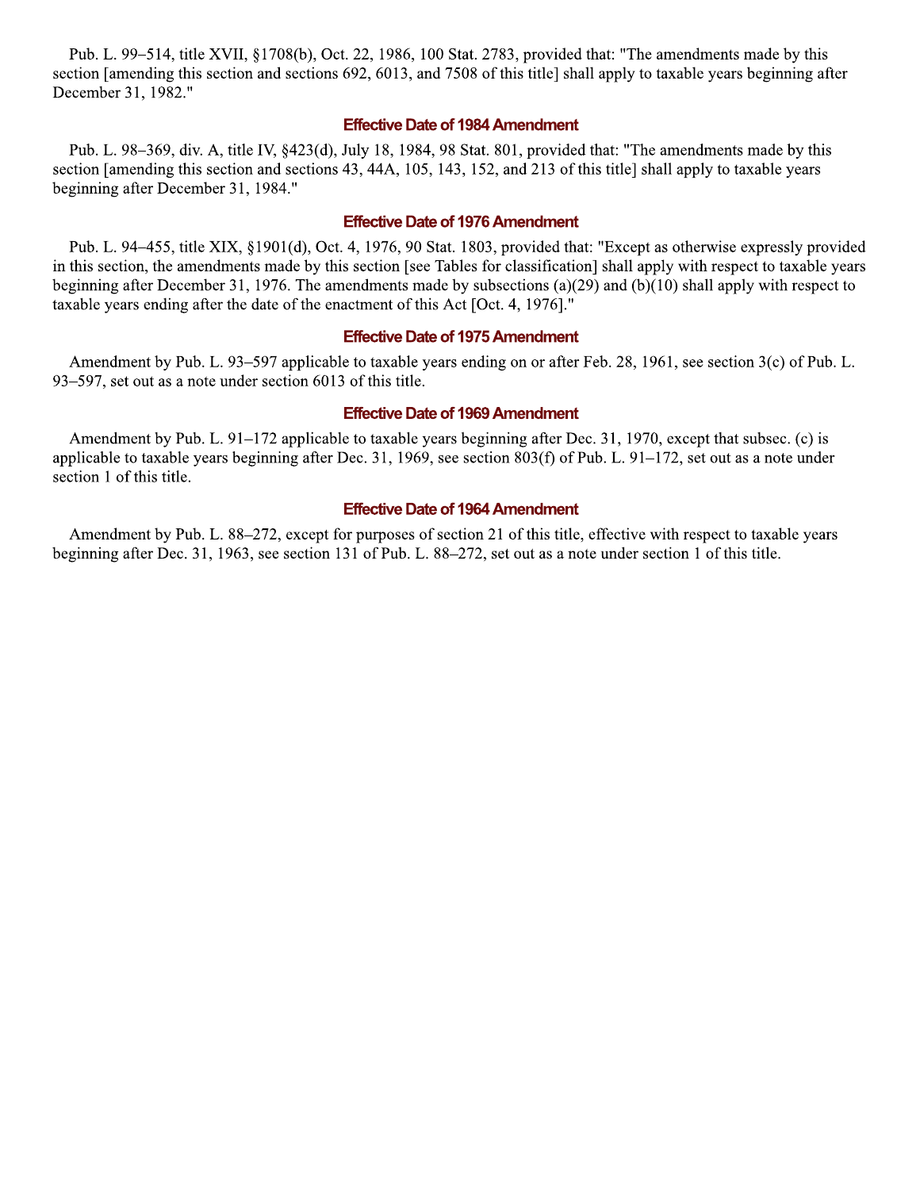Pub. L. 99–514, title XVII, §1708(b), Oct. 22, 1986, 100 Stat. 2783, provided that: "The amendments made by this section [amending this section and sections 692, 6013, and 7508 of this title] shall apply to taxable years beginning after December 31, 1982."

### Effective Date of 1984 Amendment

Pub. L. 98–369, div. A, title IV, §423(d), July 18, 1984, 98 Stat. 801, provided that: "The amendments made by this section [amending this section and sections 43, 44A, 105, 143, 152, and 213 of this title] shall apply to taxable years beginning after December 31, 1984."

### Effective Date of 1976 Amendment

Pub. L. 94–455, title XIX, §1901(d), Oct. 4, 1976, 90 Stat. 1803, provided that: "Except as otherwise expressly provided in this section, the amendments made by this section [see Tables for classification] shall apply with respect to taxable years beginning after December 31, 1976. The amendments made by subsections (a)(29) and (b)(10) shall apply with respect to taxable years ending after the date of the enactment of this Act [Oct. 4, 1976]."

### Effective Date of 1975 Amendment

Amendment by Pub. L. 93–597 applicable to taxable years ending on or after Feb. 28, 1961, see section 3(c) of Pub. L. 93–597, set out as a note under section 6013 of this title.

### Effective Date of 1969 Amendment

Amendment by Pub. L. 91–172 applicable to taxable years beginning after Dec. 31, 1970, except that subsec. (c) is applicable to taxable years beginning after Dec. 31, 1969, see section 803(f) of Pub. L. 91–172, set out as a note under section 1 of this title.

### Effective Date of 1964 Amendment

Amendment by Pub. L. 88–272, except for purposes of section 21 of this title, effective with respect to taxable years beginning after Dec. 31, 1963, see section 131 of Pub. L. 88–272, set out as a note under section 1 of this title.